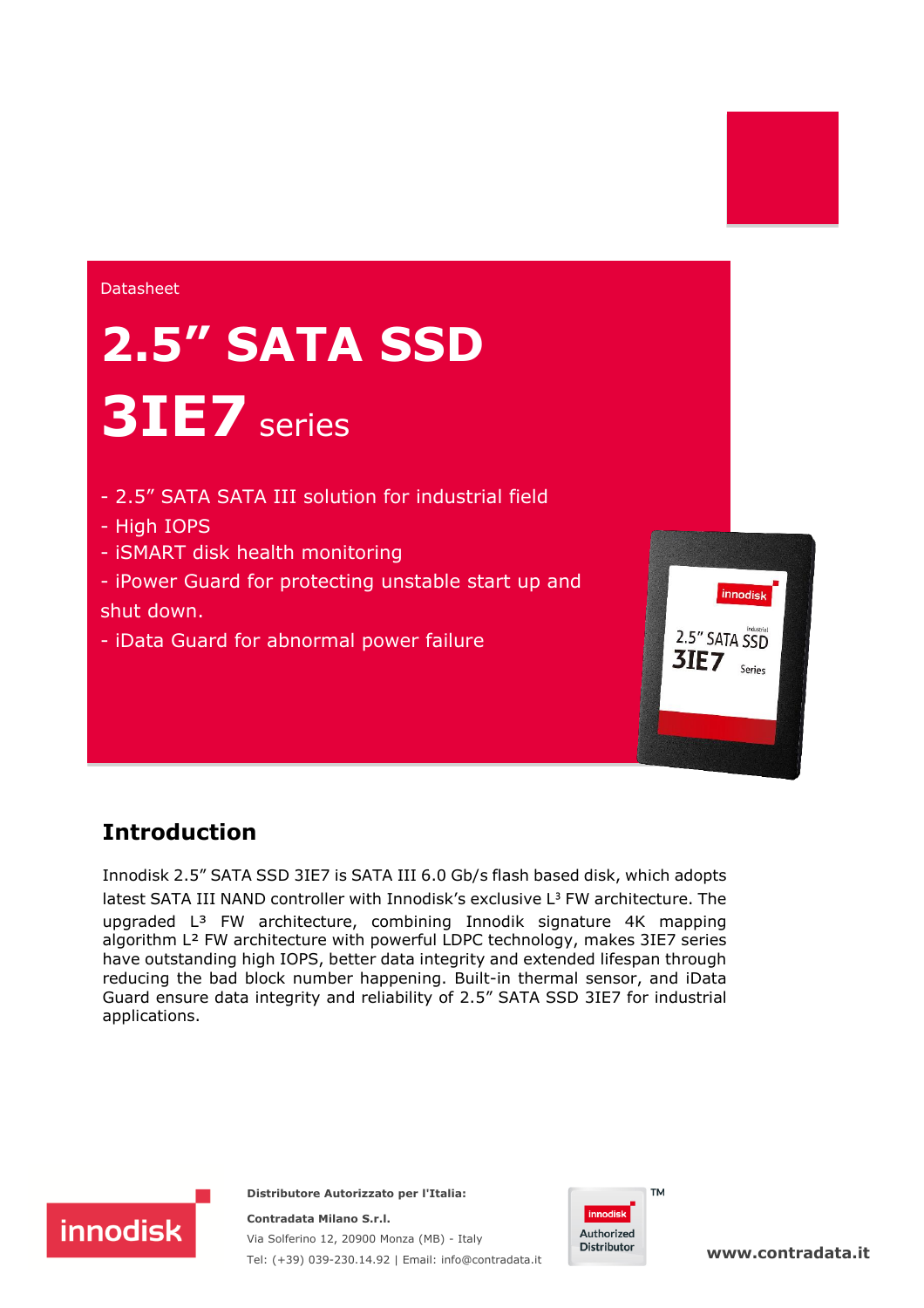Datasheet

# 2.5" SATA SSD

# 3IE7 series

- 2.5" SATA SATA III solution for industrial field
- High IOPS
- iSMART disk health monitoring
- iPower Guard for protecting unstable start up and shut down.
- iData Guard for abnormal power failure

## Introduction

Innodisk 2.5" SATA SSD 3IE7 is SATA III 6.0 Gb/s flash based disk, which adopts latest SATA III NAND controller with Innodisk's exclusive $L^3$ FW architecture. The upgraded $L^3$ FW architecture, combining Innodik signature 4K mapping algorithm $L^2$ FW architecture with powerful LDPC technology, makes 3IE7 series have outstanding high IOPS, better data integrity and extended lifespan through reducing the bad block number happening. Built-in thermal sensor, and iData Guard ensure data integrity and reliability of 2.5" SATA SSD 3IE7 for industrial applications.

**Distributore Autorizzato per l'Italia:**

**Contradata Milano S.r.l.**

Via Solferino 12, 20900 Monza (MB) - Italy

Tel: (+39) 039-230.14.92 | Email: info@contradata.it

**www.contradata.it**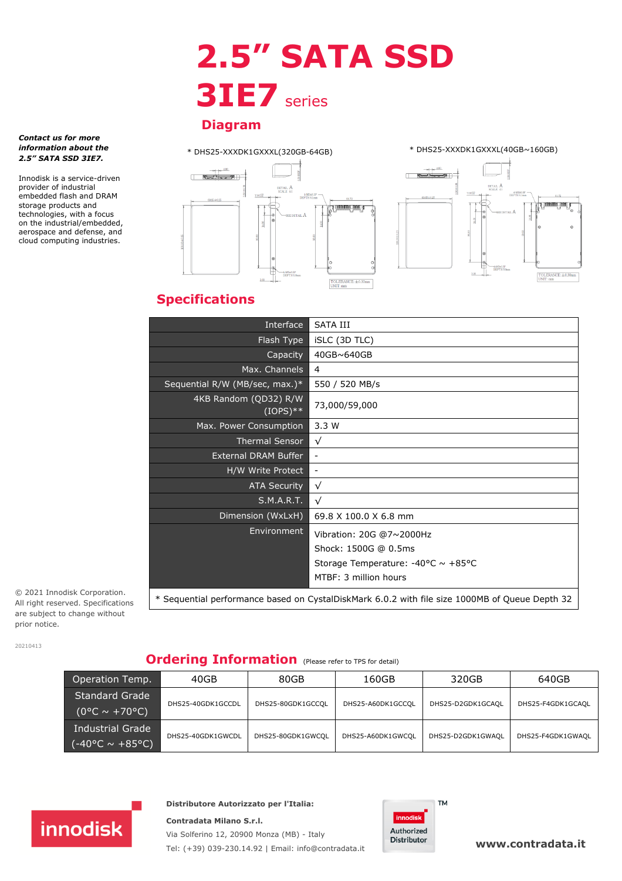# 2.5” SATA SSD 3IE7 series

*Contact us for more information about the 2.5” SATA SSD 3IE7.*

Innodisk is a service-driven provider of industrial embedded flash and DRAM storage products and technologies, with a focus on the industrial/embedded, aerospace and defense, and cloud computing industries.

## Diagram

* DHS25-XXXDK1GXXXL(320GB-64GB)

* DHS25-XXXDK1GXXXL(40GB~160GB)

## Specifications

| | |
|---|---|
| Interface | SATA III |
| Flash Type | iSLC (3D TLC) |
| Capacity | 40GB~640GB |
| Max. Channels | 4 |
| Sequential R/W (MB/sec, max.)* | 550 / 520 MB/s |
| 4KB Random (QD32) R/W (IOPS)** | 73,000/59,000 |
| Max. Power Consumption | 3.3 W |
| Thermal Sensor | √ |
| External DRAM Buffer | - |
| H/W Write Protect | - |
| ATA Security | √ |
| S.M.A.R.T. | √ |
| Dimension (WxLxH) | 69.8 X 100.0 X 6.8 mm |
| Environment | Vibration: 20G @7~2000Hz<br>Shock: 1500G @ 0.5ms<br>Storage Temperature: -40°C ~ +85°C<br>MTBF: 3 million hours |

* Sequential performance based on CystalDiskMark 6.0.2 with file size 1000MB of Queue Depth 32

© 2021 Innodisk Corporation. All right reserved. Specifications are subject to change without prior notice.

20210413

## Ordering Information (Please refer to TPS for detail)

| Operation Temp. | 40GB | 80GB | 160GB | 320GB | 640GB |
|---|---|---|---|---|---|
| Standard Grade (0°C ~ +70°C) | DHS25-40GDK1GCCDL | DHS25-80GDK1GCCQL | DHS25-A60DK1GCCQL | DHS25-D2GDK1GCAQL | DHS25-F4GDK1GCAQL |
| Industrial Grade (-40°C ~ +85°C) | DHS25-40GDK1GWCDL | DHS25-80GDK1GWCQL | DHS25-A60DK1GWCQL | DHS25-D2GDK1GWAQL | DHS25-F4GDK1GWAQL |

innodisk

**Distributore Autorizzato per l'Italia:**

**Contradata Milano S.r.l.**
Via Solferino 12, 20900 Monza (MB) - Italy
Tel: (+39) 039-230.14.92 | Email: info@contradata.it

innodisk Authorized Distributor TM

**www.contradata.it**